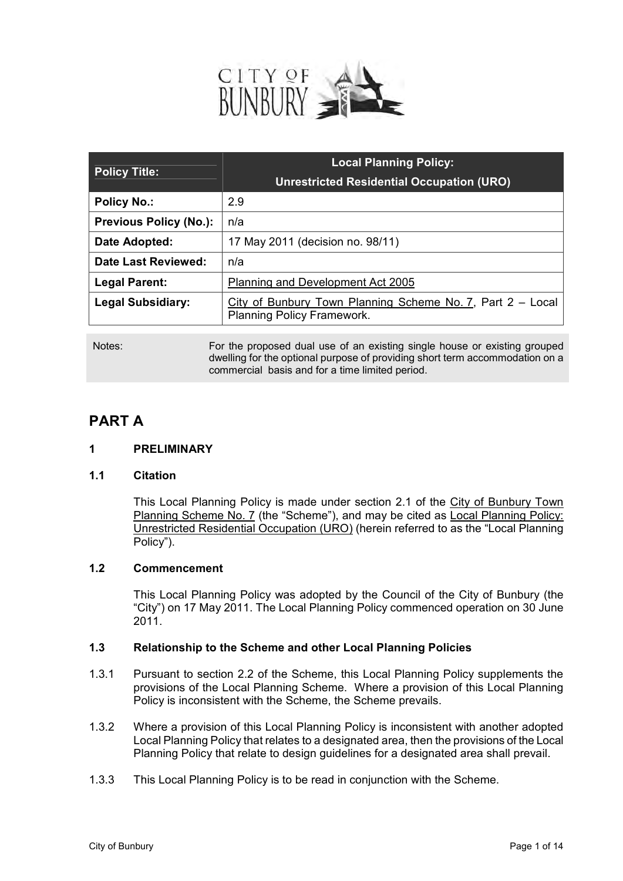| Policy Title: | Local Planning Policy: Unrestricted Residential Occupation (URO) |
|---|---|
| Policy No.: | 2.9 |
| Previous Policy (No.): | n/a |
| Date Adopted: | 17 May 2011 (decision no. 98/11) |
| Date Last Reviewed: | n/a |
| Legal Parent: | Planning and Development Act 2005 |
| Legal Subsidiary: | City of Bunbury Town Planning Scheme No. 7, Part 2 – Local Planning Policy Framework. |

| Notes: | For the proposed dual use of an existing single house or existing grouped dwelling for the optional purpose of providing short term accommodation on a commercial basis and for a time limited period. |
|---|---|

# PART A

## 1 PRELIMINARY

### 1.1 Citation

This Local Planning Policy is made under section 2.1 of the City of Bunbury Town Planning Scheme No. 7 (the "Scheme"), and may be cited as Local Planning Policy: Unrestricted Residential Occupation (URO) (herein referred to as the "Local Planning Policy").

### 1.2 Commencement

This Local Planning Policy was adopted by the Council of the City of Bunbury (the "City") on 17 May 2011. The Local Planning Policy commenced operation on 30 June 2011.

### 1.3 Relationship to the Scheme and other Local Planning Policies

1.3.1 Pursuant to section 2.2 of the Scheme, this Local Planning Policy supplements the provisions of the Local Planning Scheme. Where a provision of this Local Planning Policy is inconsistent with the Scheme, the Scheme prevails.

1.3.2 Where a provision of this Local Planning Policy is inconsistent with another adopted Local Planning Policy that relates to a designated area, then the provisions of the Local Planning Policy that relate to design guidelines for a designated area shall prevail.

1.3.3 This Local Planning Policy is to be read in conjunction with the Scheme.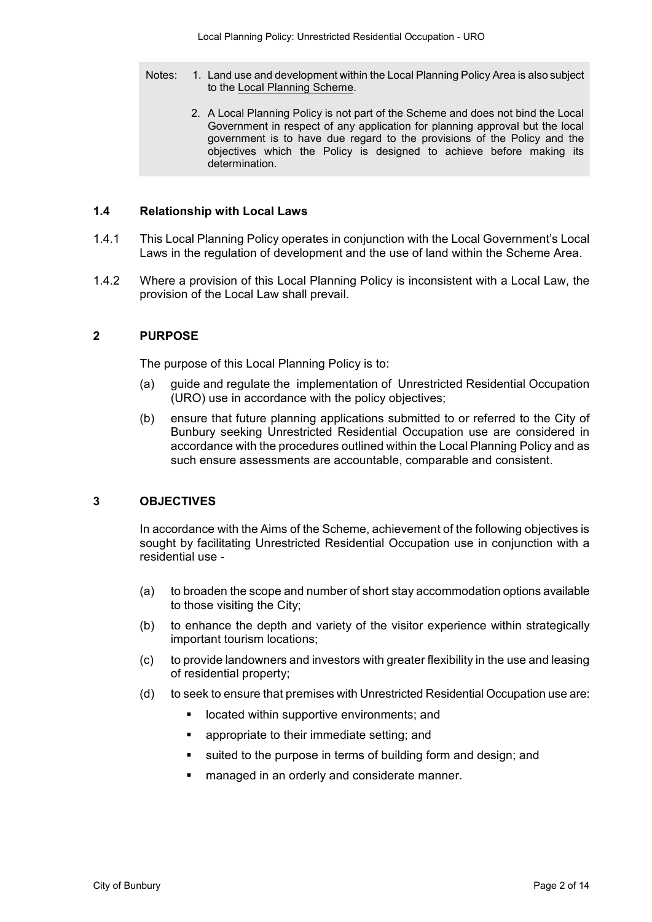> Notes: 1. Land use and development within the Local Planning Policy Area is also subject to the Local Planning Scheme.
>
> 2. A Local Planning Policy is not part of the Scheme and does not bind the Local Government in respect of any application for planning approval but the local government is to have due regard to the provisions of the Policy and the objectives which the Policy is designed to achieve before making its determination.

### 1.4 Relationship with Local Laws

1.4.1 This Local Planning Policy operates in conjunction with the Local Government's Local Laws in the regulation of development and the use of land within the Scheme Area.

1.4.2 Where a provision of this Local Planning Policy is inconsistent with a Local Law, the provision of the Local Law shall prevail.

## 2 PURPOSE

The purpose of this Local Planning Policy is to:

(a) guide and regulate the implementation of Unrestricted Residential Occupation (URO) use in accordance with the policy objectives;

(b) ensure that future planning applications submitted to or referred to the City of Bunbury seeking Unrestricted Residential Occupation use are considered in accordance with the procedures outlined within the Local Planning Policy and as such ensure assessments are accountable, comparable and consistent.

## 3 OBJECTIVES

In accordance with the Aims of the Scheme, achievement of the following objectives is sought by facilitating Unrestricted Residential Occupation use in conjunction with a residential use -

(a) to broaden the scope and number of short stay accommodation options available to those visiting the City;

(b) to enhance the depth and variety of the visitor experience within strategically important tourism locations;

(c) to provide landowners and investors with greater flexibility in the use and leasing of residential property;

(d) to seek to ensure that premises with Unrestricted Residential Occupation use are:

- located within supportive environments; and
- appropriate to their immediate setting; and
- suited to the purpose in terms of building form and design; and
- managed in an orderly and considerate manner.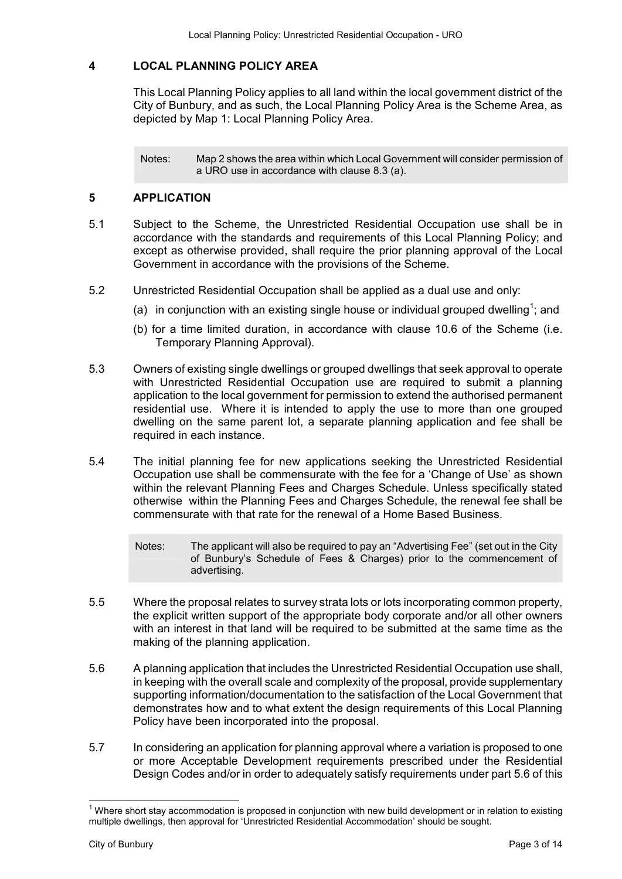## 4 LOCAL PLANNING POLICY AREA

This Local Planning Policy applies to all land within the local government district of the City of Bunbury, and as such, the Local Planning Policy Area is the Scheme Area, as depicted by Map 1: Local Planning Policy Area.

> Notes: Map 2 shows the area within which Local Government will consider permission of a URO use in accordance with clause 8.3 (a).

## 5 APPLICATION

5.1 Subject to the Scheme, the Unrestricted Residential Occupation use shall be in accordance with the standards and requirements of this Local Planning Policy; and except as otherwise provided, shall require the prior planning approval of the Local Government in accordance with the provisions of the Scheme.

5.2 Unrestricted Residential Occupation shall be applied as a dual use and only:

(a) in conjunction with an existing single house or individual grouped dwelling[1]; and

(b) for a time limited duration, in accordance with clause 10.6 of the Scheme (i.e. Temporary Planning Approval).

5.3 Owners of existing single dwellings or grouped dwellings that seek approval to operate with Unrestricted Residential Occupation use are required to submit a planning application to the local government for permission to extend the authorised permanent residential use. Where it is intended to apply the use to more than one grouped dwelling on the same parent lot, a separate planning application and fee shall be required in each instance.

5.4 The initial planning fee for new applications seeking the Unrestricted Residential Occupation use shall be commensurate with the fee for a 'Change of Use' as shown within the relevant Planning Fees and Charges Schedule. Unless specifically stated otherwise within the Planning Fees and Charges Schedule, the renewal fee shall be commensurate with that rate for the renewal of a Home Based Business.

> Notes: The applicant will also be required to pay an "Advertising Fee" (set out in the City of Bunbury's Schedule of Fees & Charges) prior to the commencement of advertising.

5.5 Where the proposal relates to survey strata lots or lots incorporating common property, the explicit written support of the appropriate body corporate and/or all other owners with an interest in that land will be required to be submitted at the same time as the making of the planning application.

5.6 A planning application that includes the Unrestricted Residential Occupation use shall, in keeping with the overall scale and complexity of the proposal, provide supplementary supporting information/documentation to the satisfaction of the Local Government that demonstrates how and to what extent the design requirements of this Local Planning Policy have been incorporated into the proposal.

5.7 In considering an application for planning approval where a variation is proposed to one or more Acceptable Development requirements prescribed under the Residential Design Codes and/or in order to adequately satisfy requirements under part 5.6 of this

---

[1] Where short stay accommodation is proposed in conjunction with new build development or in relation to existing multiple dwellings, then approval for 'Unrestricted Residential Accommodation' should be sought.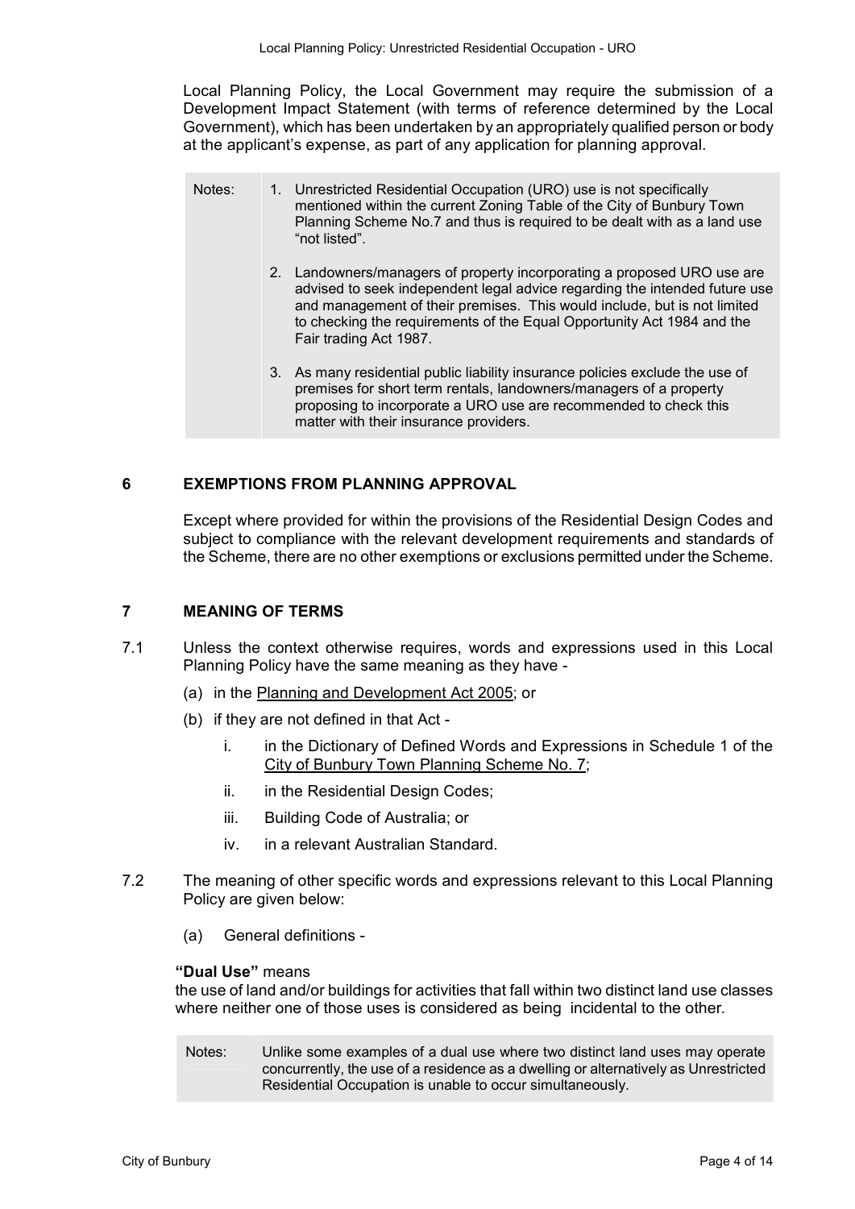Local Planning Policy, the Local Government may require the submission of a Development Impact Statement (with terms of reference determined by the Local Government), which has been undertaken by an appropriately qualified person or body at the applicant's expense, as part of any application for planning approval.

> Notes:
>
> 1. Unrestricted Residential Occupation (URO) use is not specifically mentioned within the current Zoning Table of the City of Bunbury Town Planning Scheme No.7 and thus is required to be dealt with as a land use "not listed".
> 2. Landowners/managers of property incorporating a proposed URO use are advised to seek independent legal advice regarding the intended future use and management of their premises. This would include, but is not limited to checking the requirements of the Equal Opportunity Act 1984 and the Fair trading Act 1987.
> 3. As many residential public liability insurance policies exclude the use of premises for short term rentals, landowners/managers of a property proposing to incorporate a URO use are recommended to check this matter with their insurance providers.

## 6 EXEMPTIONS FROM PLANNING APPROVAL

Except where provided for within the provisions of the Residential Design Codes and subject to compliance with the relevant development requirements and standards of the Scheme, there are no other exemptions or exclusions permitted under the Scheme.

## 7 MEANING OF TERMS

7.1 Unless the context otherwise requires, words and expressions used in this Local Planning Policy have the same meaning as they have -

(a) in the Planning and Development Act 2005; or

(b) if they are not defined in that Act -

i. in the Dictionary of Defined Words and Expressions in Schedule 1 of the City of Bunbury Town Planning Scheme No. 7;

ii. in the Residential Design Codes;

iii. Building Code of Australia; or

iv. in a relevant Australian Standard.

7.2 The meaning of other specific words and expressions relevant to this Local Planning Policy are given below:

(a) General definitions -

**"Dual Use"** means
the use of land and/or buildings for activities that fall within two distinct land use classes where neither one of those uses is considered as being incidental to the other.

> Notes: Unlike some examples of a dual use where two distinct land uses may operate concurrently, the use of a residence as a dwelling or alternatively as Unrestricted Residential Occupation is unable to occur simultaneously.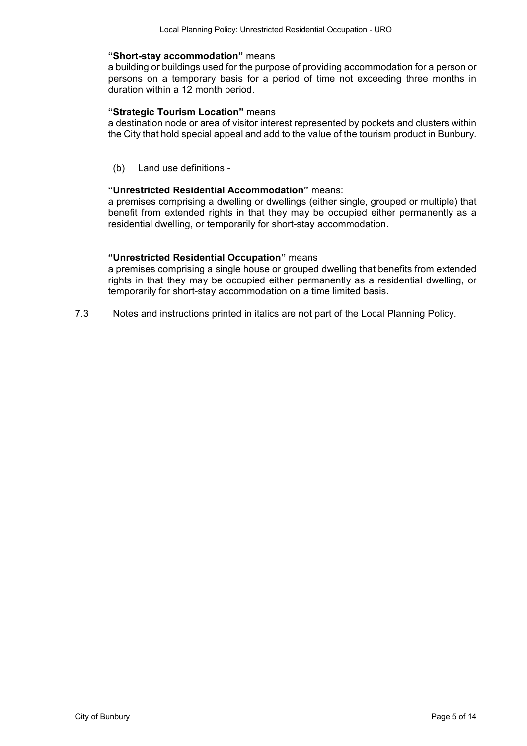**"Short-stay accommodation"** means
a building or buildings used for the purpose of providing accommodation for a person or persons on a temporary basis for a period of time not exceeding three months in duration within a 12 month period.

**"Strategic Tourism Location"** means
a destination node or area of visitor interest represented by pockets and clusters within the City that hold special appeal and add to the value of the tourism product in Bunbury.

(b) Land use definitions -

**"Unrestricted Residential Accommodation"** means:
a premises comprising a dwelling or dwellings (either single, grouped or multiple) that benefit from extended rights in that they may be occupied either permanently as a residential dwelling, or temporarily for short-stay accommodation.

**"Unrestricted Residential Occupation"** means
a premises comprising a single house or grouped dwelling that benefits from extended rights in that they may be occupied either permanently as a residential dwelling, or temporarily for short-stay accommodation on a time limited basis.

7.3 Notes and instructions printed in italics are not part of the Local Planning Policy.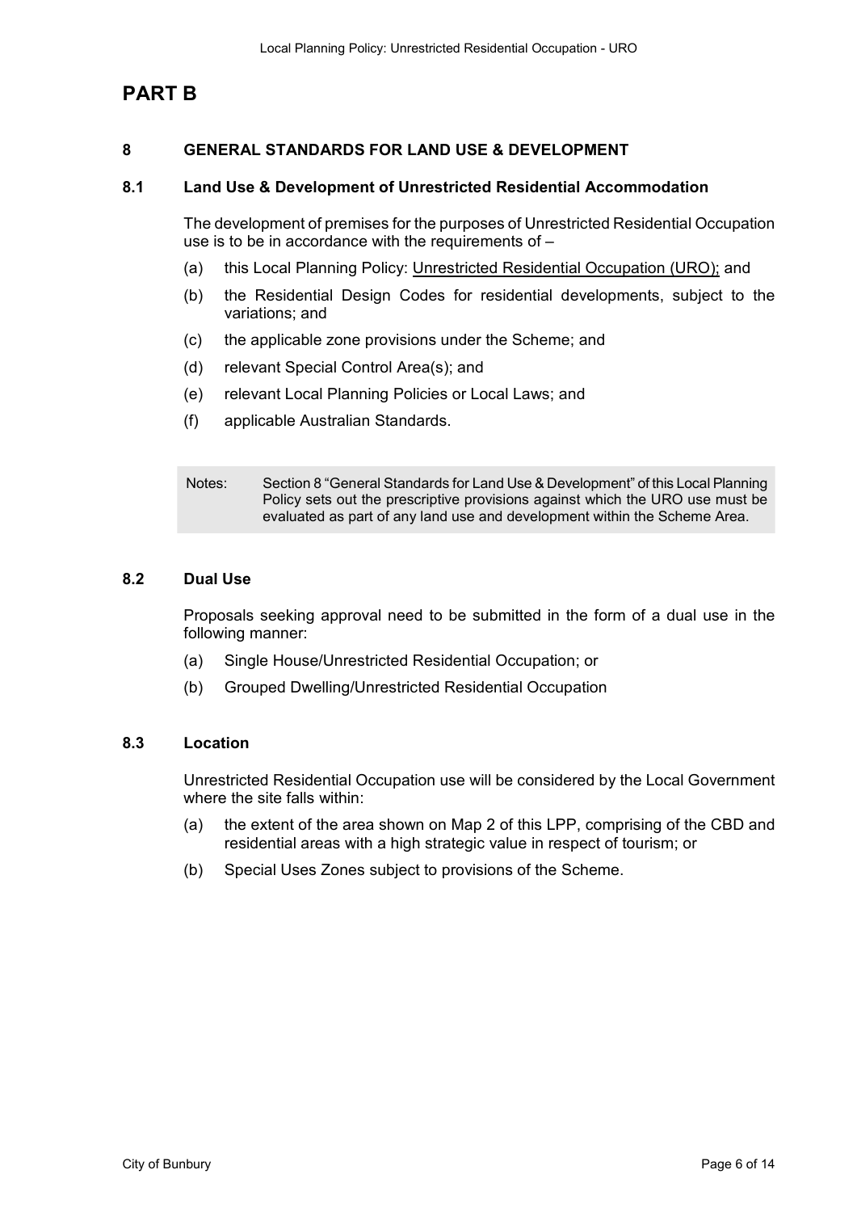# PART B

## 8 GENERAL STANDARDS FOR LAND USE & DEVELOPMENT

### 8.1 Land Use & Development of Unrestricted Residential Accommodation

The development of premises for the purposes of Unrestricted Residential Occupation use is to be in accordance with the requirements of –

(a) this Local Planning Policy: Unrestricted Residential Occupation (URO); and

(b) the Residential Design Codes for residential developments, subject to the variations; and

(c) the applicable zone provisions under the Scheme; and

(d) relevant Special Control Area(s); and

(e) relevant Local Planning Policies or Local Laws; and

(f) applicable Australian Standards.

> Notes: Section 8 "General Standards for Land Use & Development" of this Local Planning Policy sets out the prescriptive provisions against which the URO use must be evaluated as part of any land use and development within the Scheme Area.

### 8.2 Dual Use

Proposals seeking approval need to be submitted in the form of a dual use in the following manner:

(a) Single House/Unrestricted Residential Occupation; or

(b) Grouped Dwelling/Unrestricted Residential Occupation

### 8.3 Location

Unrestricted Residential Occupation use will be considered by the Local Government where the site falls within:

(a) the extent of the area shown on Map 2 of this LPP, comprising of the CBD and residential areas with a high strategic value in respect of tourism; or

(b) Special Uses Zones subject to provisions of the Scheme.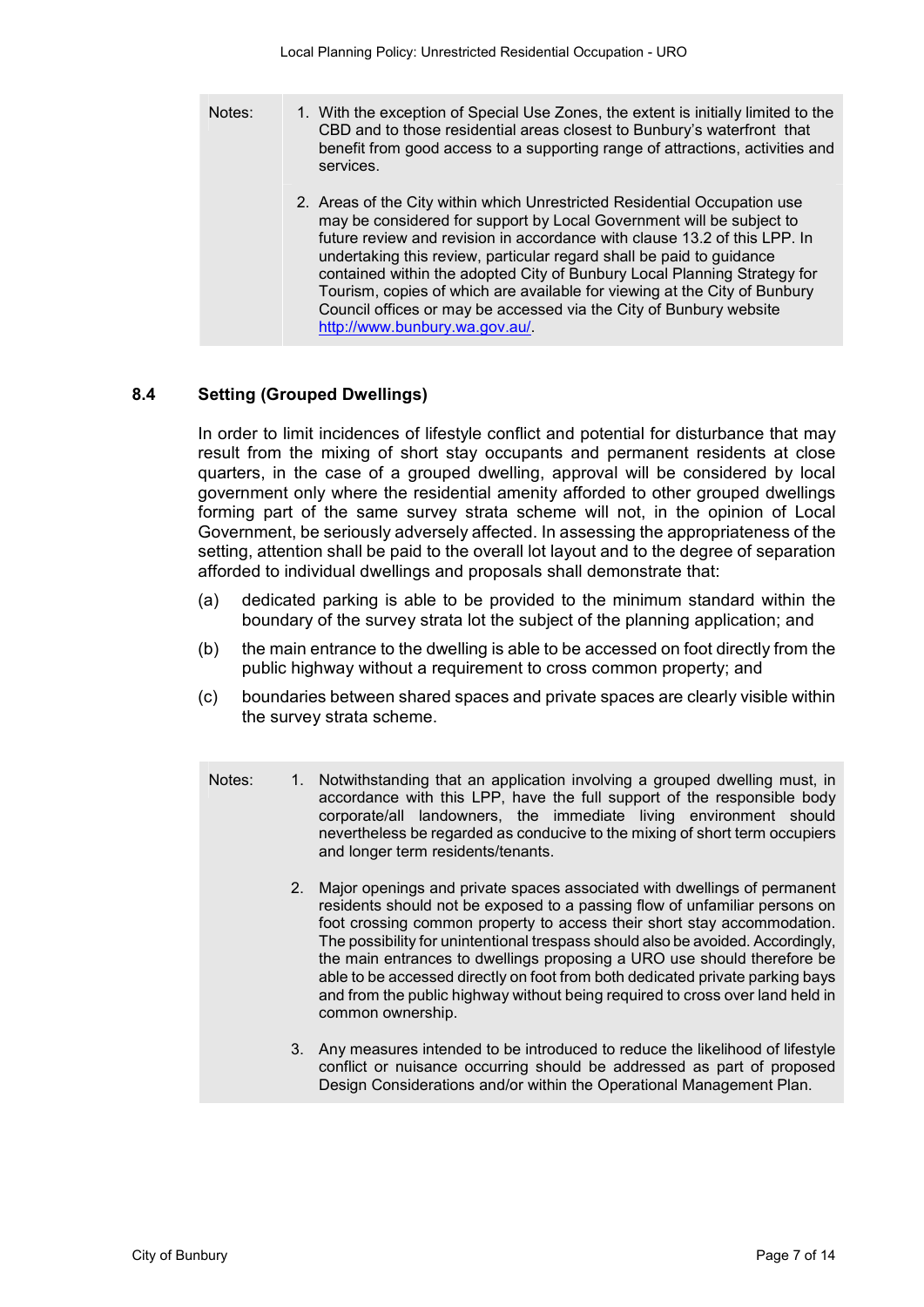Notes:

1. With the exception of Special Use Zones, the extent is initially limited to the CBD and to those residential areas closest to Bunbury's waterfront that benefit from good access to a supporting range of attractions, activities and services.

2. Areas of the City within which Unrestricted Residential Occupation use may be considered for support by Local Government will be subject to future review and revision in accordance with clause 13.2 of this LPP. In undertaking this review, particular regard shall be paid to guidance contained within the adopted City of Bunbury Local Planning Strategy for Tourism, copies of which are available for viewing at the City of Bunbury Council offices or may be accessed via the City of Bunbury website [http://www.bunbury.wa.gov.au/](http://www.bunbury.wa.gov.au/).

### 8.4 Setting (Grouped Dwellings)

In order to limit incidences of lifestyle conflict and potential for disturbance that may result from the mixing of short stay occupants and permanent residents at close quarters, in the case of a grouped dwelling, approval will be considered by local government only where the residential amenity afforded to other grouped dwellings forming part of the same survey strata scheme will not, in the opinion of Local Government, be seriously adversely affected. In assessing the appropriateness of the setting, attention shall be paid to the overall lot layout and to the degree of separation afforded to individual dwellings and proposals shall demonstrate that:

(a) dedicated parking is able to be provided to the minimum standard within the boundary of the survey strata lot the subject of the planning application; and

(b) the main entrance to the dwelling is able to be accessed on foot directly from the public highway without a requirement to cross common property; and

(c) boundaries between shared spaces and private spaces are clearly visible within the survey strata scheme.

Notes:

1. Notwithstanding that an application involving a grouped dwelling must, in accordance with this LPP, have the full support of the responsible body corporate/all landowners, the immediate living environment should nevertheless be regarded as conducive to the mixing of short term occupiers and longer term residents/tenants.

2. Major openings and private spaces associated with dwellings of permanent residents should not be exposed to a passing flow of unfamiliar persons on foot crossing common property to access their short stay accommodation. The possibility for unintentional trespass should also be avoided. Accordingly, the main entrances to dwellings proposing a URO use should therefore be able to be accessed directly on foot from both dedicated private parking bays and from the public highway without being required to cross over land held in common ownership.

3. Any measures intended to be introduced to reduce the likelihood of lifestyle conflict or nuisance occurring should be addressed as part of proposed Design Considerations and/or within the Operational Management Plan.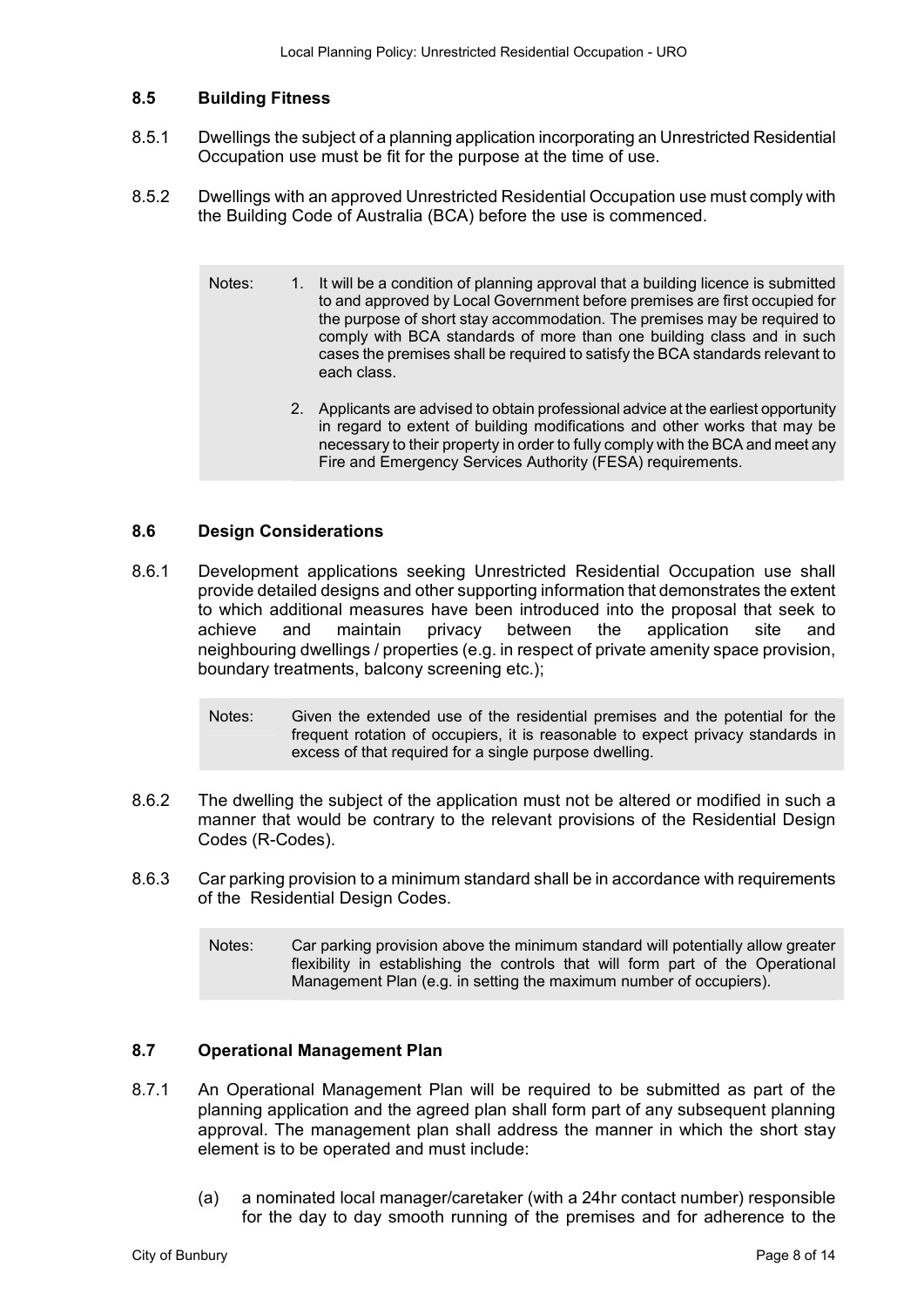### 8.5 Building Fitness

8.5.1 Dwellings the subject of a planning application incorporating an Unrestricted Residential Occupation use must be fit for the purpose at the time of use.

8.5.2 Dwellings with an approved Unrestricted Residential Occupation use must comply with the Building Code of Australia (BCA) before the use is commenced.

> Notes:
>
> 1. It will be a condition of planning approval that a building licence is submitted to and approved by Local Government before premises are first occupied for the purpose of short stay accommodation. The premises may be required to comply with BCA standards of more than one building class and in such cases the premises shall be required to satisfy the BCA standards relevant to each class.
> 2. Applicants are advised to obtain professional advice at the earliest opportunity in regard to extent of building modifications and other works that may be necessary to their property in order to fully comply with the BCA and meet any Fire and Emergency Services Authority (FESA) requirements.

### 8.6 Design Considerations

8.6.1 Development applications seeking Unrestricted Residential Occupation use shall provide detailed designs and other supporting information that demonstrates the extent to which additional measures have been introduced into the proposal that seek to achieve and maintain privacy between the application site and neighbouring dwellings / properties (e.g. in respect of private amenity space provision, boundary treatments, balcony screening etc.);

> Notes: Given the extended use of the residential premises and the potential for the frequent rotation of occupiers, it is reasonable to expect privacy standards in excess of that required for a single purpose dwelling.

8.6.2 The dwelling the subject of the application must not be altered or modified in such a manner that would be contrary to the relevant provisions of the Residential Design Codes (R-Codes).

8.6.3 Car parking provision to a minimum standard shall be in accordance with requirements of the Residential Design Codes.

> Notes: Car parking provision above the minimum standard will potentially allow greater flexibility in establishing the controls that will form part of the Operational Management Plan (e.g. in setting the maximum number of occupiers).

### 8.7 Operational Management Plan

8.7.1 An Operational Management Plan will be required to be submitted as part of the planning application and the agreed plan shall form part of any subsequent planning approval. The management plan shall address the manner in which the short stay element is to be operated and must include:

(a) a nominated local manager/caretaker (with a 24hr contact number) responsible for the day to day smooth running of the premises and for adherence to the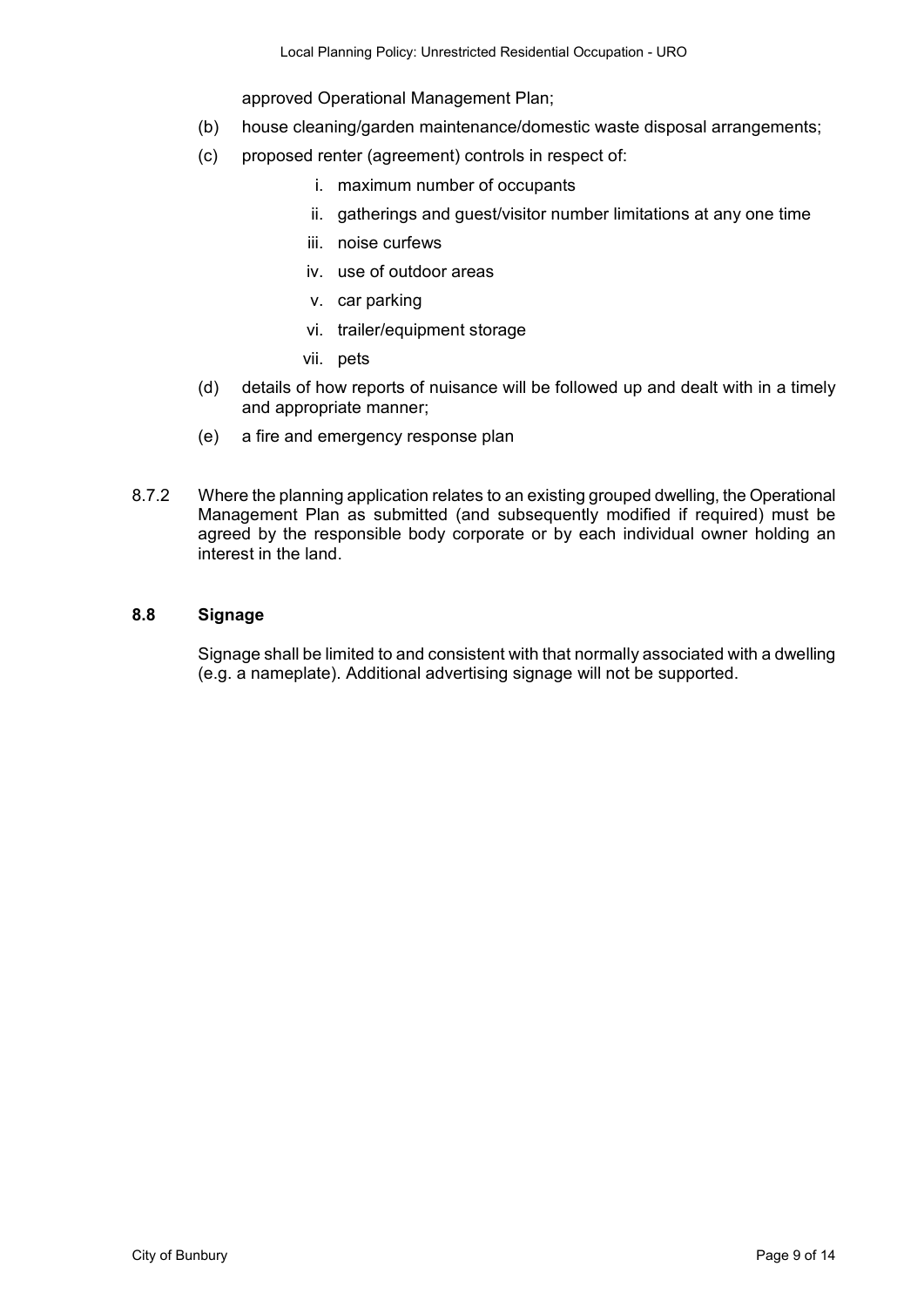approved Operational Management Plan;

(b) house cleaning/garden maintenance/domestic waste disposal arrangements;

(c) proposed renter (agreement) controls in respect of:

   i. maximum number of occupants
   ii. gatherings and guest/visitor number limitations at any one time
   iii. noise curfews
   iv. use of outdoor areas
   v. car parking
   vi. trailer/equipment storage
   vii. pets

(d) details of how reports of nuisance will be followed up and dealt with in a timely and appropriate manner;

(e) a fire and emergency response plan

8.7.2 Where the planning application relates to an existing grouped dwelling, the Operational Management Plan as submitted (and subsequently modified if required) must be agreed by the responsible body corporate or by each individual owner holding an interest in the land.

### 8.8 Signage

Signage shall be limited to and consistent with that normally associated with a dwelling (e.g. a nameplate). Additional advertising signage will not be supported.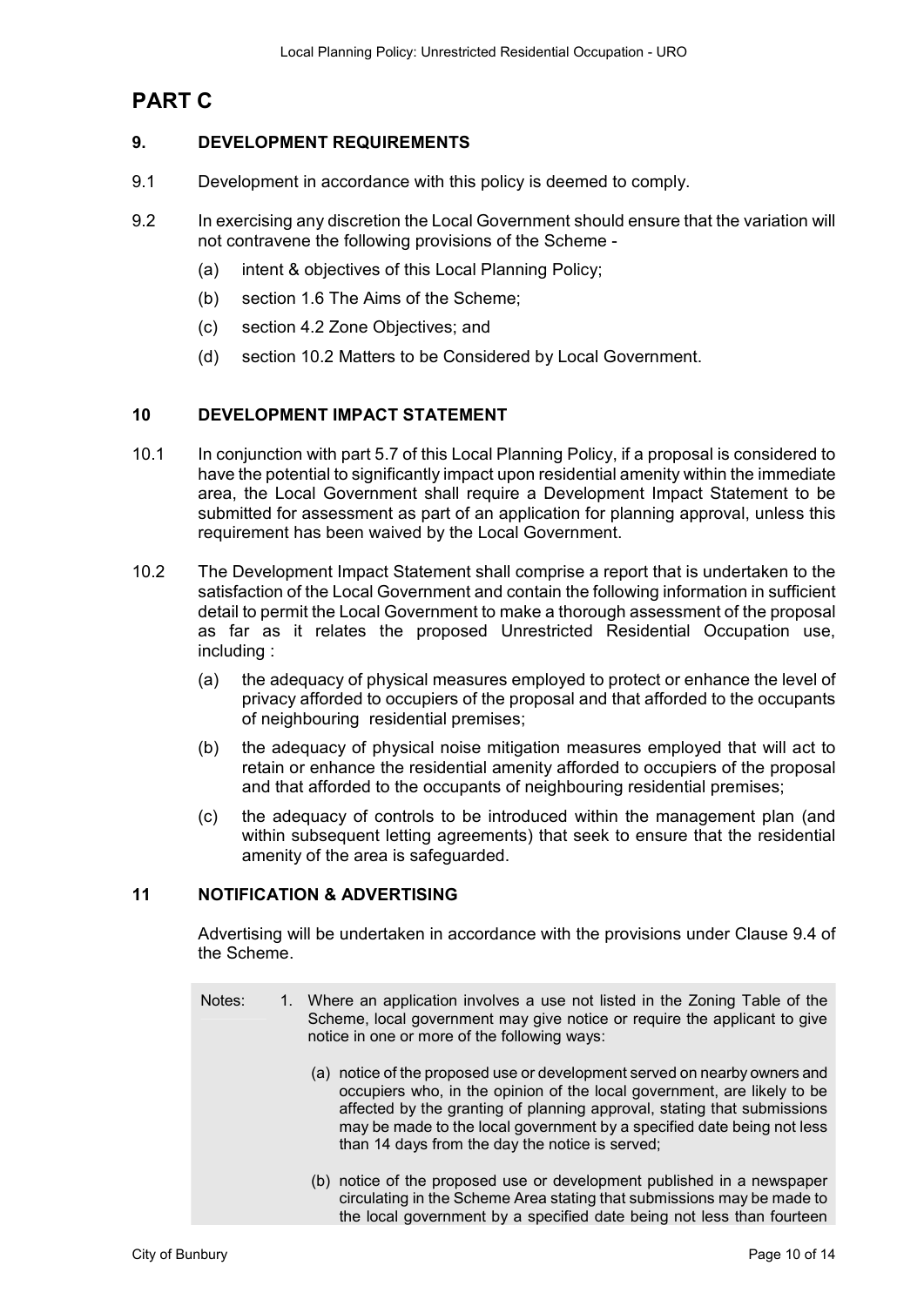# PART C

## 9. DEVELOPMENT REQUIREMENTS

9.1 Development in accordance with this policy is deemed to comply.

9.2 In exercising any discretion the Local Government should ensure that the variation will not contravene the following provisions of the Scheme -

(a) intent & objectives of this Local Planning Policy;

(b) section 1.6 The Aims of the Scheme;

(c) section 4.2 Zone Objectives; and

(d) section 10.2 Matters to be Considered by Local Government.

## 10 DEVELOPMENT IMPACT STATEMENT

10.1 In conjunction with part 5.7 of this Local Planning Policy, if a proposal is considered to have the potential to significantly impact upon residential amenity within the immediate area, the Local Government shall require a Development Impact Statement to be submitted for assessment as part of an application for planning approval, unless this requirement has been waived by the Local Government.

10.2 The Development Impact Statement shall comprise a report that is undertaken to the satisfaction of the Local Government and contain the following information in sufficient detail to permit the Local Government to make a thorough assessment of the proposal as far as it relates the proposed Unrestricted Residential Occupation use, including :

(a) the adequacy of physical measures employed to protect or enhance the level of privacy afforded to occupiers of the proposal and that afforded to the occupants of neighbouring residential premises;

(b) the adequacy of physical noise mitigation measures employed that will act to retain or enhance the residential amenity afforded to occupiers of the proposal and that afforded to the occupants of neighbouring residential premises;

(c) the adequacy of controls to be introduced within the management plan (and within subsequent letting agreements) that seek to ensure that the residential amenity of the area is safeguarded.

## 11 NOTIFICATION & ADVERTISING

Advertising will be undertaken in accordance with the provisions under Clause 9.4 of the Scheme.

Notes:

1. Where an application involves a use not listed in the Zoning Table of the Scheme, local government may give notice or require the applicant to give notice in one or more of the following ways:

   (a) notice of the proposed use or development served on nearby owners and occupiers who, in the opinion of the local government, are likely to be affected by the granting of planning approval, stating that submissions may be made to the local government by a specified date being not less than 14 days from the day the notice is served;

   (b) notice of the proposed use or development published in a newspaper circulating in the Scheme Area stating that submissions may be made to the local government by a specified date being not less than fourteen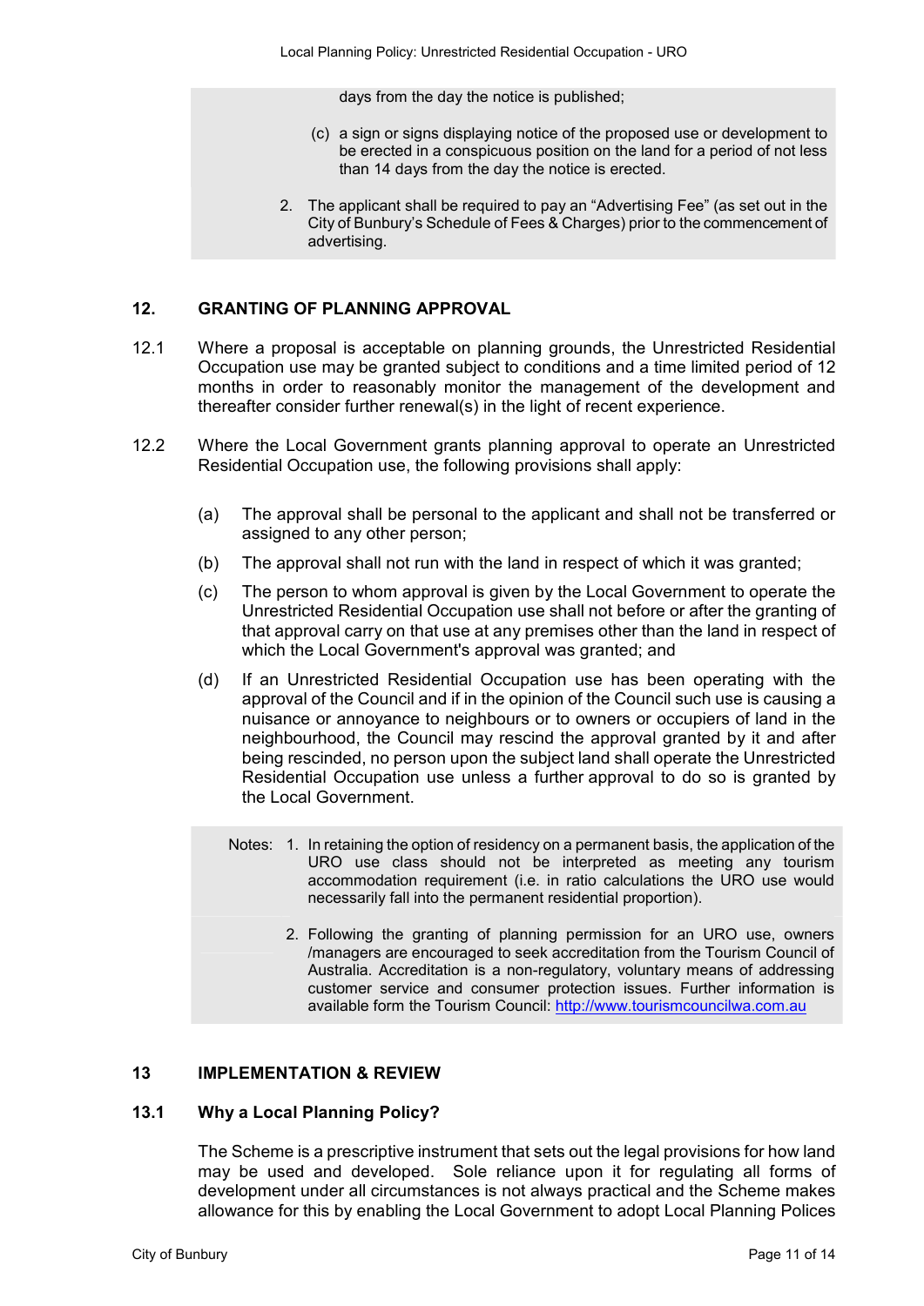days from the day the notice is published;

(c) a sign or signs displaying notice of the proposed use or development to be erected in a conspicuous position on the land for a period of not less than 14 days from the day the notice is erected.

2. The applicant shall be required to pay an "Advertising Fee" (as set out in the City of Bunbury's Schedule of Fees & Charges) prior to the commencement of advertising.

## 12. GRANTING OF PLANNING APPROVAL

12.1 Where a proposal is acceptable on planning grounds, the Unrestricted Residential Occupation use may be granted subject to conditions and a time limited period of 12 months in order to reasonably monitor the management of the development and thereafter consider further renewal(s) in the light of recent experience.

12.2 Where the Local Government grants planning approval to operate an Unrestricted Residential Occupation use, the following provisions shall apply:

(a) The approval shall be personal to the applicant and shall not be transferred or assigned to any other person;

(b) The approval shall not run with the land in respect of which it was granted;

(c) The person to whom approval is given by the Local Government to operate the Unrestricted Residential Occupation use shall not before or after the granting of that approval carry on that use at any premises other than the land in respect of which the Local Government's approval was granted; and

(d) If an Unrestricted Residential Occupation use has been operating with the approval of the Council and if in the opinion of the Council such use is causing a nuisance or annoyance to neighbours or to owners or occupiers of land in the neighbourhood, the Council may rescind the approval granted by it and after being rescinded, no person upon the subject land shall operate the Unrestricted Residential Occupation use unless a further approval to do so is granted by the Local Government.

Notes:
1. In retaining the option of residency on a permanent basis, the application of the URO use class should not be interpreted as meeting any tourism accommodation requirement (i.e. in ratio calculations the URO use would not necessarily fall into the permanent residential proportion).
2. Following the granting of planning permission for an URO use, owners /managers are encouraged to seek accreditation from the Tourism Council of Australia. Accreditation is a non-regulatory, voluntary means of addressing customer service and consumer protection issues. Further information is available form the Tourism Council: http://www.tourismcouncilwa.com.au

## 13 IMPLEMENTATION & REVIEW

### 13.1 Why a Local Planning Policy?

The Scheme is a prescriptive instrument that sets out the legal provisions for how land may be used and developed. Sole reliance upon it for regulating all forms of development under all circumstances is not always practical and the Scheme makes allowance for this by enabling the Local Government to adopt Local Planning Polices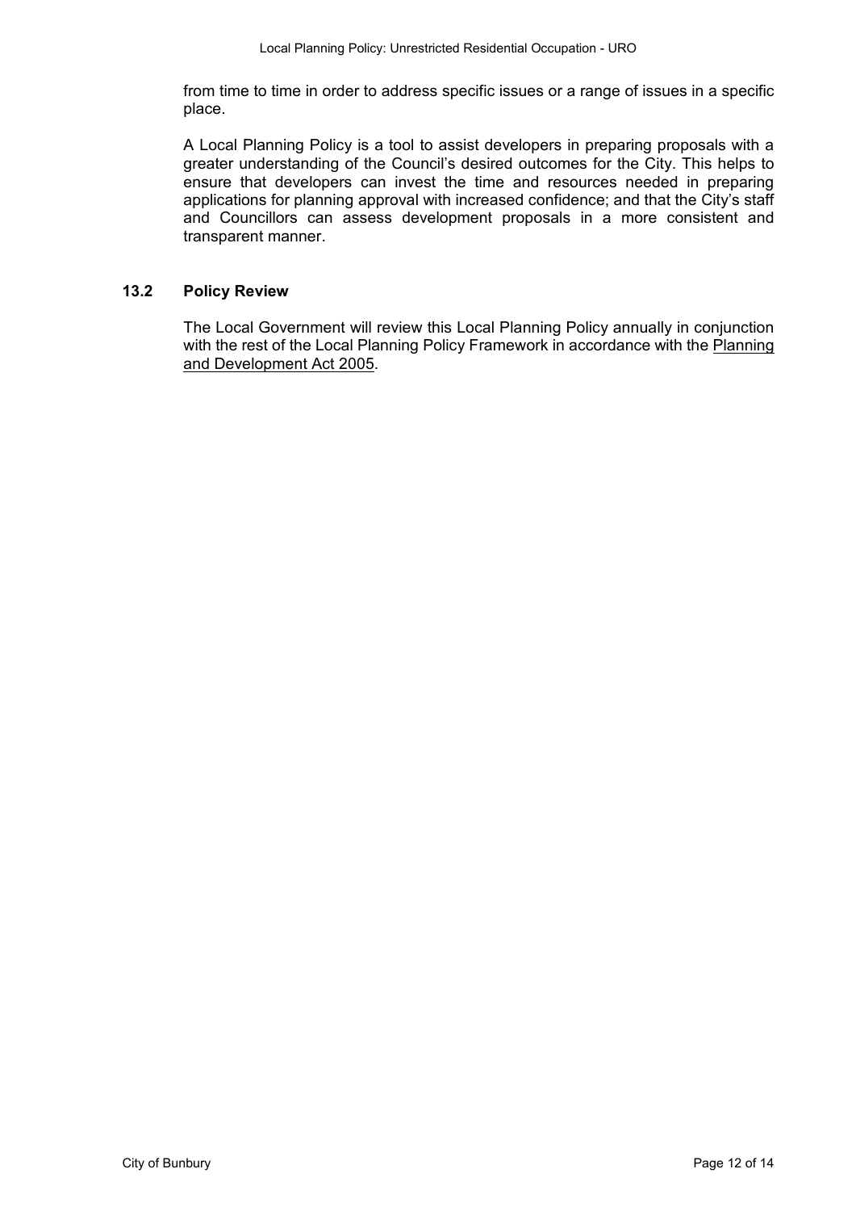from time to time in order to address specific issues or a range of issues in a specific place.

A Local Planning Policy is a tool to assist developers in preparing proposals with a greater understanding of the Council's desired outcomes for the City. This helps to ensure that developers can invest the time and resources needed in preparing applications for planning approval with increased confidence; and that the City's staff and Councillors can assess development proposals in a more consistent and transparent manner.

### 13.2 Policy Review

The Local Government will review this Local Planning Policy annually in conjunction with the rest of the Local Planning Policy Framework in accordance with the Planning and Development Act 2005.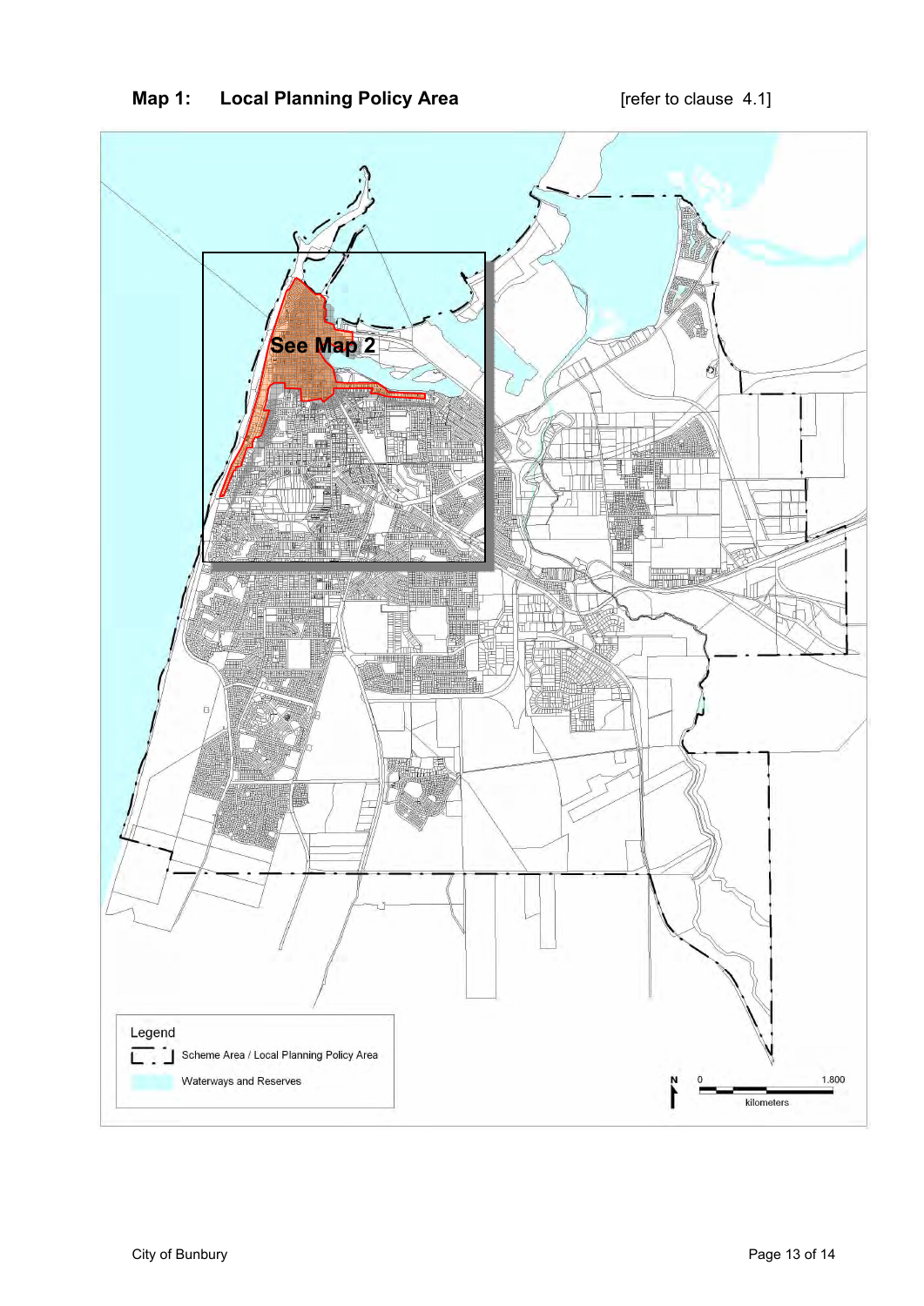## Map 1: Local Planning Policy Area

[refer to clause 4.1]

See Map 2

Legend

Scheme Area / Local Planning Policy Area

Waterways and Reserves

N

0 1.800

kilometers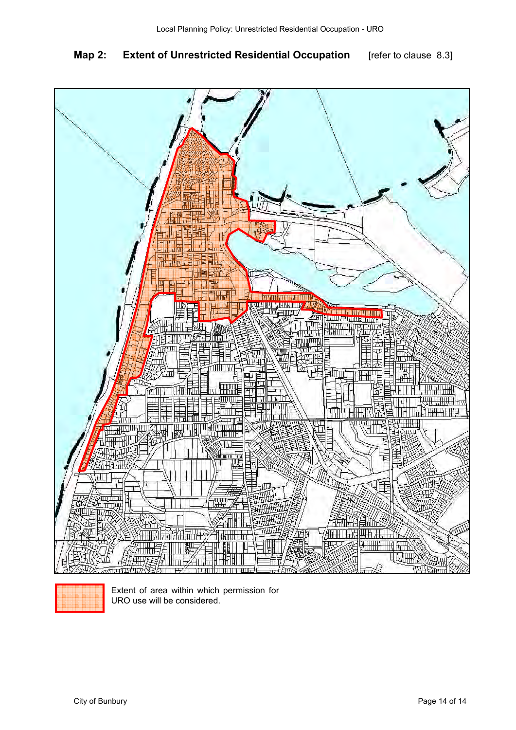## Map 2: Extent of Unrestricted Residential Occupation [refer to clause 8.3]

Extent of area within which permission for URO use will be considered.